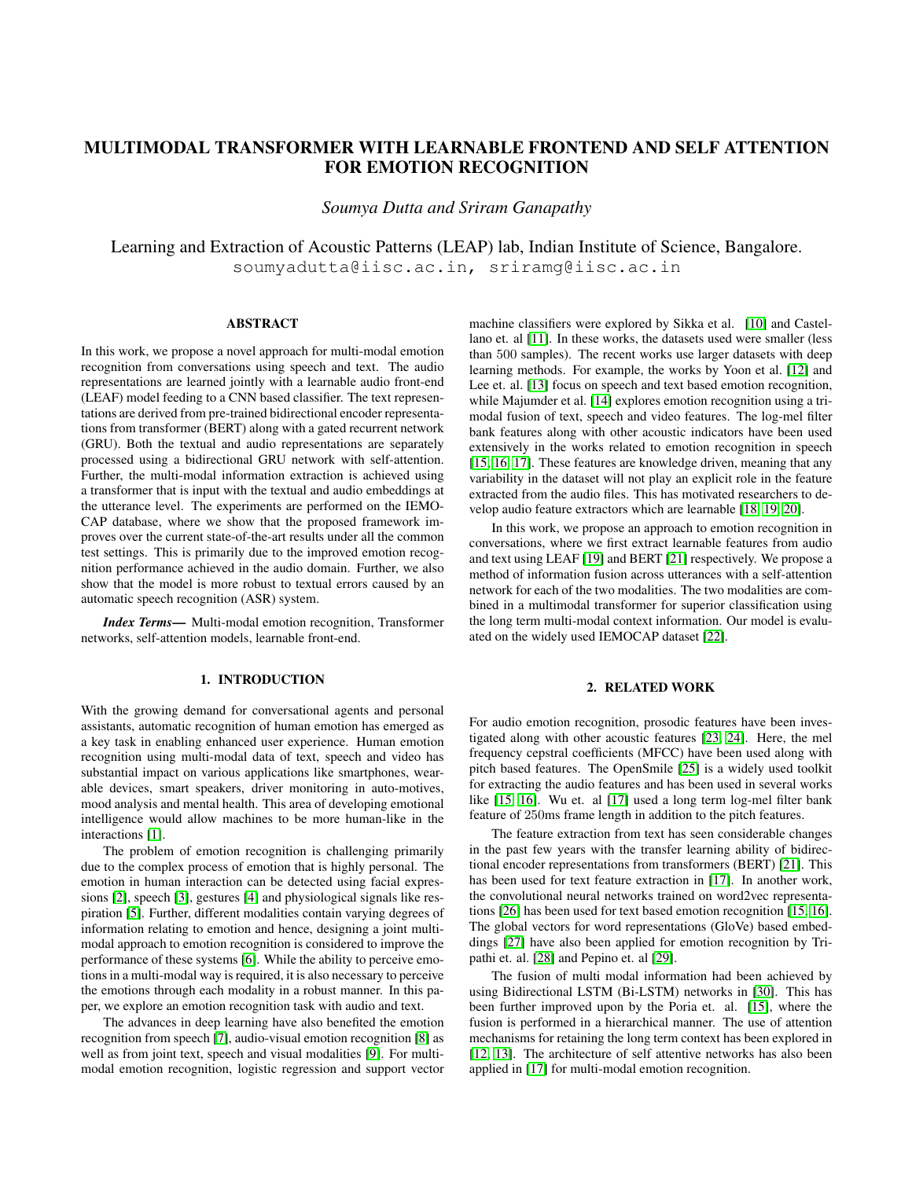# MULTIMODAL TRANSFORMER WITH LEARNABLE FRONTEND AND SELF ATTENTION FOR EMOTION RECOGNITION

*Soumya Dutta and Sriram Ganapathy*

Learning and Extraction of Acoustic Patterns (LEAP) lab, Indian Institute of Science, Bangalore.
soumyadutta@iisc.ac.in, sriramg@iisc.ac.in

## ABSTRACT

In this work, we propose a novel approach for multi-modal emotion recognition from conversations using speech and text. The audio representations are learned jointly with a learnable audio front-end (LEAF) model feeding to a CNN based classifier. The text representations are derived from pre-trained bidirectional encoder representations from transformer (BERT) along with a gated recurrent network (GRU). Both the textual and audio representations are separately processed using a bidirectional GRU network with self-attention. Further, the multi-modal information extraction is achieved using a transformer that is input with the textual and audio embeddings at the utterance level. The experiments are performed on the IEMOCAP database, where we show that the proposed framework improves over the current state-of-the-art results under all the common test settings. This is primarily due to the improved emotion recognition performance achieved in the audio domain. Further, we also show that the model is more robust to textual errors caused by an automatic speech recognition (ASR) system.

***Index Terms*—** Multi-modal emotion recognition, Transformer networks, self-attention models, learnable front-end.

## 1. INTRODUCTION

With the growing demand for conversational agents and personal assistants, automatic recognition of human emotion has emerged as a key task in enabling enhanced user experience. Human emotion recognition using multi-modal data of text, speech and video has substantial impact on various applications like smartphones, wearable devices, smart speakers, driver monitoring in auto-motives, mood analysis and mental health. This area of developing emotional intelligence would allow machines to be more human-like in the interactions [1].

The problem of emotion recognition is challenging primarily due to the complex process of emotion that is highly personal. The emotion in human interaction can be detected using facial expressions [2], speech [3], gestures [4] and physiological signals like respiration [5]. Further, different modalities contain varying degrees of information relating to emotion and hence, designing a joint multi-modal approach to emotion recognition is considered to improve the performance of these systems [6]. While the ability to perceive emotions in a multi-modal way is required, it is also necessary to perceive the emotions through each modality in a robust manner. In this paper, we explore an emotion recognition task with audio and text.

The advances in deep learning have also benefited the emotion recognition from speech [7], audio-visual emotion recognition [8] as well as from joint text, speech and visual modalities [9]. For multi-modal emotion recognition, logistic regression and support vector machine classifiers were explored by Sikka et al. [10] and Castellano et. al [11]. In these works, the datasets used were smaller (less than 500 samples). The recent works use larger datasets with deep learning methods. For example, the works by Yoon et al. [12] and Lee et. al. [13] focus on speech and text based emotion recognition, while Majumder et al. [14] explores emotion recognition using a tri-modal fusion of text, speech and video features. The log-mel filter bank features along with other acoustic indicators have been used extensively in the works related to emotion recognition in speech [15, 16, 17]. These features are knowledge driven, meaning that any variability in the dataset will not play an explicit role in the feature extracted from the audio files. This has motivated researchers to develop audio feature extractors which are learnable [18, 19, 20].

In this work, we propose an approach to emotion recognition in conversations, where we first extract learnable features from audio and text using LEAF [19] and BERT [21] respectively. We propose a method of information fusion across utterances with a self-attention network for each of the two modalities. The two modalities are combined in a multimodal transformer for superior classification using the long term multi-modal context information. Our model is evaluated on the widely used IEMOCAP dataset [22].

## 2. RELATED WORK

For audio emotion recognition, prosodic features have been investigated along with other acoustic features [23, 24]. Here, the mel frequency cepstral coefficients (MFCC) have been used along with pitch based features. The OpenSmile [25] is a widely used toolkit for extracting the audio features and has been used in several works like [15, 16]. Wu et. al [17] used a long term log-mel filter bank feature of 250ms frame length in addition to the pitch features.

The feature extraction from text has seen considerable changes in the past few years with the transfer learning ability of bidirectional encoder representations from transformers (BERT) [21]. This has been used for text feature extraction in [17]. In another work, the convolutional neural networks trained on word2vec representations [26] has been used for text based emotion recognition [15, 16]. The global vectors for word representations (GloVe) based embeddings [27] have also been applied for emotion recognition by Tripathi et. al. [28] and Pepino et. al [29].

The fusion of multi modal information had been achieved by using Bidirectional LSTM (Bi-LSTM) networks in [30]. This has been further improved upon by the Poria et. al. [15], where the fusion is performed in a hierarchical manner. The use of attention mechanisms for retaining the long term context has been explored in [12, 13]. The architecture of self attentive networks has also been applied in [17] for multi-modal emotion recognition.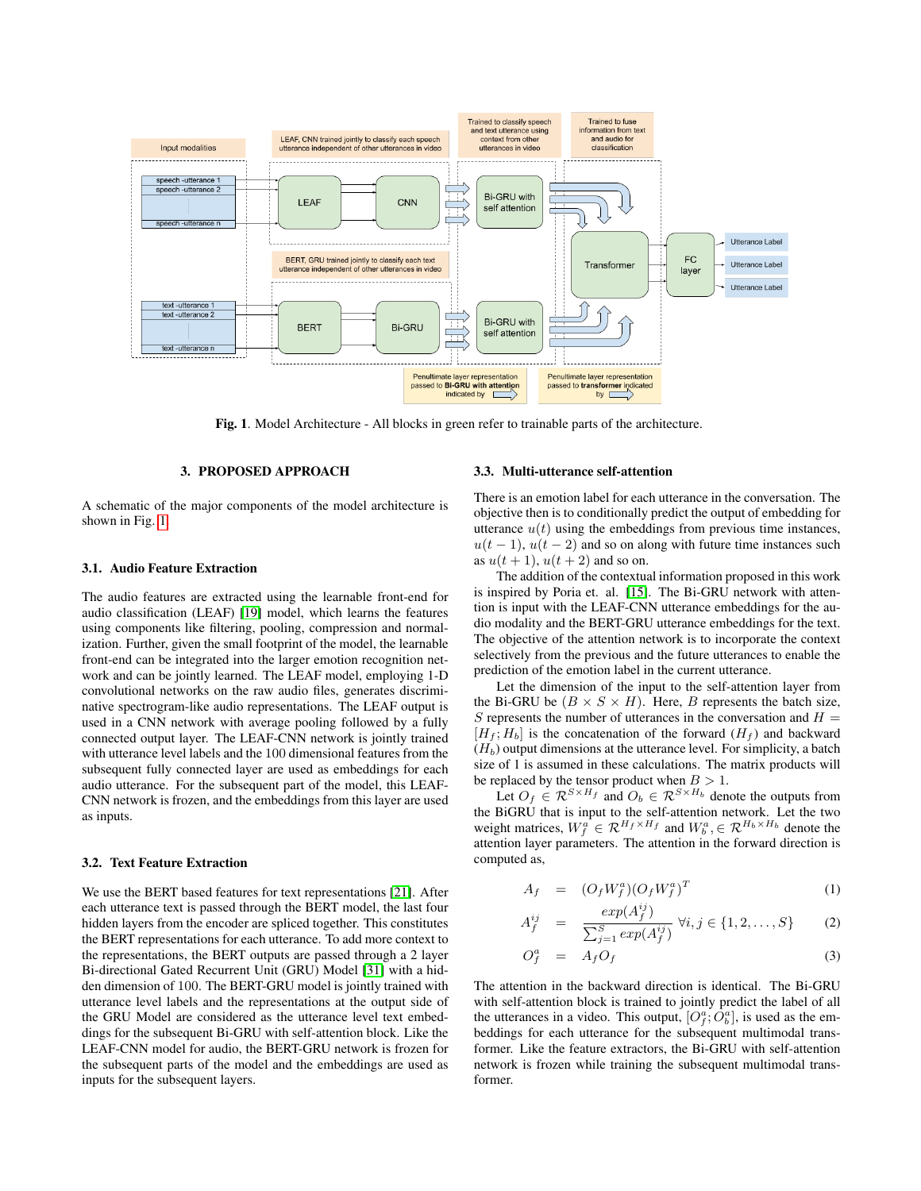**Fig. 1**. Model Architecture - All blocks in green refer to trainable parts of the architecture.

## 3. PROPOSED APPROACH

A schematic of the major components of the model architecture is shown in Fig. 1.

### 3.1. Audio Feature Extraction

The audio features are extracted using the learnable front-end for audio classification (LEAF) [19] model, which learns the features using components like filtering, pooling, compression and normalization. Further, given the small footprint of the model, the learnable front-end can be integrated into the larger emotion recognition network and can be jointly learned. The LEAF model, employing 1-D convolutional networks on the raw audio files, generates discriminative spectrogram-like audio representations. The LEAF output is used in a CNN network with average pooling followed by a fully connected output layer. The LEAF-CNN network is jointly trained with utterance level labels and the 100 dimensional features from the subsequent fully connected layer are used as embeddings for each audio utterance. For the subsequent part of the model, this LEAF-CNN network is frozen, and the embeddings from this layer are used as inputs.

### 3.2. Text Feature Extraction

We use the BERT based features for text representations [21]. After each utterance text is passed through the BERT model, the last four hidden layers from the encoder are spliced together. This constitutes the BERT representations for each utterance. To add more context to the representations, the BERT outputs are passed through a 2 layer Bi-directional Gated Recurrent Unit (GRU) Model [31] with a hidden dimension of 100. The BERT-GRU model is jointly trained with utterance level labels and the representations at the output side of the GRU Model are considered as the utterance level text embeddings for the subsequent Bi-GRU with self-attention block. Like the LEAF-CNN model for audio, the BERT-GRU network is frozen for the subsequent parts of the model and the embeddings are used as inputs for the subsequent layers.

### 3.3. Multi-utterance self-attention

There is an emotion label for each utterance in the conversation. The objective then is to conditionally predict the output of embedding for utterance $u(t)$ using the embeddings from previous time instances, $u(t-1)$, $u(t-2)$ and so on along with future time instances such as $u(t+1)$, $u(t+2)$ and so on.

The addition of the contextual information proposed in this work is inspired by Poria et. al. [15]. The Bi-GRU network with attention is input with the LEAF-CNN utterance embeddings for the audio modality and the BERT-GRU utterance embeddings for the text. The objective of the attention network is to incorporate the context selectively from the previous and the future utterances to enable the prediction of the emotion label in the current utterance.

Let the dimension of the input to the self-attention layer from the Bi-GRU be $(B \times S \times H)$. Here, $B$ represents the batch size, $S$ represents the number of utterances in the conversation and $H = [H_f; H_b]$ is the concatenation of the forward $(H_f)$ and backward $(H_b)$ output dimensions at the utterance level. For simplicity, a batch size of 1 is assumed in these calculations. The matrix products will be replaced by the tensor product when $B > 1$.

Let $O_f \in \mathcal{R}^{S \times H_f}$ and $O_b \in \mathcal{R}^{S \times H_b}$ denote the outputs from the BiGRU that is input to the self-attention network. Let the two weight matrices, $W_f^a \in \mathcal{R}^{H_f \times H_f}$ and $W_b^a, \in \mathcal{R}^{H_b \times H_b}$ denote the attention layer parameters. The attention in the forward direction is computed as,

$$A_f = (O_f W_f^a)(O_f W_f^a)^T \tag{1}$$

$$A_f^{ij} = \frac{exp(A_f^{ij})}{\sum_{j=1}^{S} exp(A_f^{ij})} \; \forall i,j \in \{1,2,\ldots,S\} \tag{2}$$

$$O_f^a = A_f O_f \tag{3}$$

The attention in the backward direction is identical. The Bi-GRU with self-attention block is trained to jointly predict the label of all the utterances in a video. This output, $[O_f^a; O_b^a]$, is used as the embeddings for each utterance for the subsequent multimodal transformer. Like the feature extractors, the Bi-GRU with self-attention network is frozen while training the subsequent multimodal transformer.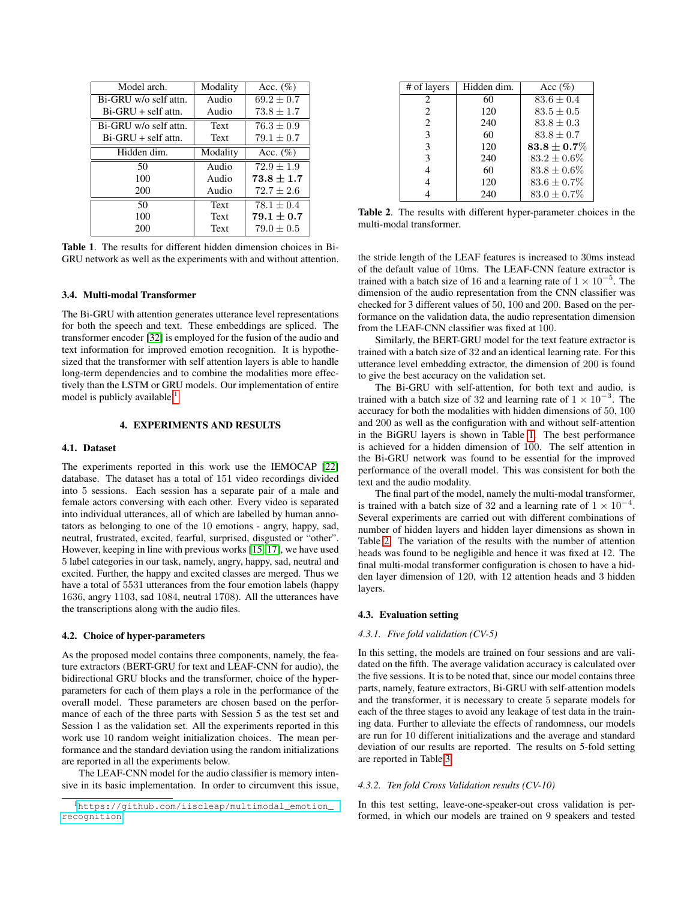| Model arch. | Modality | Acc. (%) |
|---|---|---|
| Bi-GRU w/o self attn. | Audio | $69.2 \pm 0.7$ |
| Bi-GRU + self attn. | Audio | $73.8 \pm 1.7$ |
| Bi-GRU w/o self attn. | Text | $76.3 \pm 0.9$ |
| Bi-GRU + self attn. | Text | $79.1 \pm 0.7$ |
| **Hidden dim.** | **Modality** | **Acc. (%)** |
| 50 | Audio | $72.9 \pm 1.9$ |
| 100 | Audio | $\mathbf{73.8 \pm 1.7}$ |
| 200 | Audio | $72.7 \pm 2.6$ |
| 50 | Text | $78.1 \pm 0.4$ |
| 100 | Text | $\mathbf{79.1 \pm 0.7}$ |
| 200 | Text | $79.0 \pm 0.5$ |

**Table 1**. The results for different hidden dimension choices in Bi-GRU network as well as the experiments with and without attention.

### 3.4. Multi-modal Transformer

The Bi-GRU with attention generates utterance level representations for both the speech and text. These embeddings are spliced. The transformer encoder [32] is employed for the fusion of the audio and text information for improved emotion recognition. It is hypothesized that the transformer with self attention layers is able to handle long-term dependencies and to combine the modalities more effectively than the LSTM or GRU models. Our implementation of entire model is publicly available [1].

## 4. EXPERIMENTS AND RESULTS

### 4.1. Dataset

The experiments reported in this work use the IEMOCAP [22] database. The dataset has a total of 151 video recordings divided into 5 sessions. Each session has a separate pair of a male and female actors conversing with each other. Every video is separated into individual utterances, all of which are labelled by human annotators as belonging to one of the 10 emotions - angry, happy, sad, neutral, frustrated, excited, fearful, surprised, disgusted or "other". However, keeping in line with previous works [15, 17], we have used 5 label categories in our task, namely, angry, happy, sad, neutral and excited. Further, the happy and excited classes are merged. Thus we have a total of 5531 utterances from the four emotion labels (happy 1636, angry 1103, sad 1084, neutral 1708). All the utterances have the transcriptions along with the audio files.

### 4.2. Choice of hyper-parameters

As the proposed model contains three components, namely, the feature extractors (BERT-GRU for text and LEAF-CNN for audio), the bidirectional GRU blocks and the transformer, choice of the hyper-parameters for each of them plays a role in the performance of the overall model. These parameters are chosen based on the performance of each of the three parts with Session 5 as the test set and Session 1 as the validation set. All the experiments reported in this work use 10 random weight initialization choices. The mean performance and the standard deviation using the random initializations are reported in all the experiments below.

The LEAF-CNN model for the audio classifier is memory intensive in its basic implementation. In order to circumvent this issue, the stride length of the LEAF features is increased to 30ms instead of the default value of 10ms. The LEAF-CNN feature extractor is trained with a batch size of 16 and a learning rate of $1 \times 10^{-5}$. The dimension of the audio representation from the CNN classifier was checked for 3 different values of 50, 100 and 200. Based on the performance on the validation data, the audio representation dimension from the LEAF-CNN classifier was fixed at 100.

Similarly, the BERT-GRU model for the text feature extractor is trained with a batch size of 32 and an identical learning rate. For this utterance level embedding extractor, the dimension of 200 is found to give the best accuracy on the validation set.

The Bi-GRU with self-attention, for both text and audio, is trained with a batch size of 32 and learning rate of $1 \times 10^{-3}$. The accuracy for both the modalities with hidden dimensions of 50, 100 and 200 as well as the configuration with and without self-attention in the BiGRU layers is shown in Table 1. The best performance is achieved for a hidden dimension of 100. The self attention in the Bi-GRU network was found to be essential for the improved performance of the overall model. This was consistent for both the text and the audio modality.

| # of layers | Hidden dim. | Acc (%) |
|---|---|---|
| 2 | 60 | $83.6 \pm 0.4$ |
| 2 | 120 | $83.5 \pm 0.5$ |
| 2 | 240 | $83.8 \pm 0.3$ |
| 3 | 60 | $83.8 \pm 0.7$ |
| 3 | 120 | $\mathbf{83.8 \pm 0.7\%}$ |
| 3 | 240 | $83.2 \pm 0.6\%$ |
| 4 | 60 | $83.8 \pm 0.6\%$ |
| 4 | 120 | $83.6 \pm 0.7\%$ |
| 4 | 240 | $83.0 \pm 0.7\%$ |

**Table 2**. The results with different hyper-parameter choices in the multi-modal transformer.

The final part of the model, namely the multi-modal transformer, is trained with a batch size of 32 and a learning rate of $1 \times 10^{-4}$. Several experiments are carried out with different combinations of number of hidden layers and hidden layer dimensions as shown in Table 2. The variation of the results with the number of attention heads was found to be negligible and hence it was fixed at 12. The final multi-modal transformer configuration is chosen to have a hidden layer dimension of 120, with 12 attention heads and 3 hidden layers.

### 4.3. Evaluation setting

#### *4.3.1. Five fold validation (CV-5)*

In this setting, the models are trained on four sessions and are validated on the fifth. The average validation accuracy is calculated over the five sessions. It is to be noted that, since our model contains three parts, namely, feature extractors, Bi-GRU with self-attention models and the transformer, it is necessary to create 5 separate models for each of the three stages to avoid any leakage of test data in the training data. Further to alleviate the effects of randomness, our models are run for 10 different initializations and the average and standard deviation of our results are reported. The results on 5-fold setting are reported in Table 3.

#### *4.3.2. Ten fold Cross Validation results (CV-10)*

In this test setting, leave-one-speaker-out cross validation is performed, in which our models are trained on 9 speakers and tested

[1] https://github.com/iiscleap/multimodal_emotion_recognition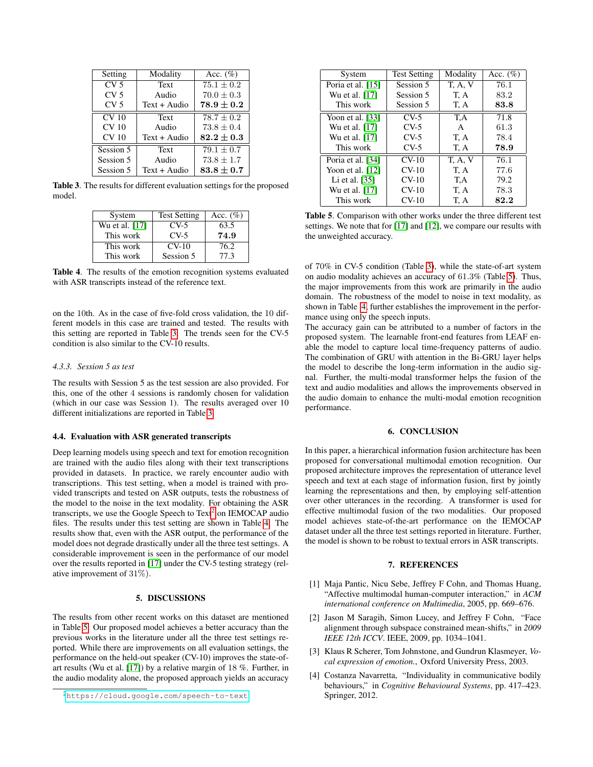| Setting | Modality | Acc. (%) |
|---|---|---|
| CV 5 | Text | $75.1 \pm 0.2$ |
| CV 5 | Audio | $70.0 \pm 0.3$ |
| CV 5 | Text + Audio | $\mathbf{78.9 \pm 0.2}$ |
| CV 10 | Text | $78.7 \pm 0.2$ |
| CV 10 | Audio | $73.8 \pm 0.4$ |
| CV 10 | Text + Audio | $\mathbf{82.2 \pm 0.3}$ |
| Session 5 | Text | $79.1 \pm 0.7$ |
| Session 5 | Audio | $73.8 \pm 1.7$ |
| Session 5 | Text + Audio | $\mathbf{83.8 \pm 0.7}$ |

**Table 3**. The results for different evaluation settings for the proposed model.

| System | Test Setting | Acc. (%) |
|---|---|---|
| Wu et al. [17] | CV-5 | 63.5 |
| This work | CV-5 | **74.9** |
| This work | CV-10 | 76.2 |
| This work | Session 5 | 77.3 |

**Table 4**. The results of the emotion recognition systems evaluated with ASR transcripts instead of the reference text.

on the 10th. As in the case of five-fold cross validation, the 10 different models in this case are trained and tested. The results with this setting are reported in Table 3. The trends seen for the CV-5 condition is also similar to the CV-10 results.

#### 4.3.3. Session 5 as test

The results with Session 5 as the test session are also provided. For this, one of the other 4 sessions is randomly chosen for validation (which in our case was Session 1). The results averaged over 10 different initializations are reported in Table 3.

### 4.4. Evaluation with ASR generated transcripts

Deep learning models using speech and text for emotion recognition are trained with the audio files along with their text transcriptions provided in datasets. In practice, we rarely encounter audio with transcriptions. This test setting, when a model is trained with provided transcripts and tested on ASR outputs, tests the robustness of the model to the noise in the text modality. For obtaining the ASR transcripts, we use the Google Speech to Text[2] on IEMOCAP audio files. The results under this test setting are shown in Table 4. The results show that, even with the ASR output, the performance of the model does not degrade drastically under all the three test settings. A considerable improvement is seen in the performance of our model over the results reported in [17] under the CV-5 testing strategy (relative improvement of 31%).

## 5. DISCUSSIONS

The results from other recent works on this dataset are mentioned in Table 5. Our proposed model achieves a better accuracy than the previous works in the literature under all the three test settings reported. While there are improvements on all evaluation settings, the performance on the held-out speaker (CV-10) improves the state-of-art results (Wu et al. [17]) by a relative margin of 18 %. Further, in the audio modality alone, the proposed approach yields an accuracy

| System | Test Setting | Modality | Acc. (%) |
|---|---|---|---|
| Poria et al. [15] | Session 5 | T, A, V | 76.1 |
| Wu et al. [17] | Session 5 | T, A | 83.2 |
| This work | Session 5 | T, A | **83.8** |
| Yoon et al. [33] | CV-5 | T,A | 71.8 |
| Wu et al. [17] | CV-5 | A | 61.3 |
| Wu et al. [17] | CV-5 | T, A | 78.4 |
| This work | CV-5 | T, A | **78.9** |
| Poria et al. [34] | CV-10 | T, A, V | 76.1 |
| Yoon et al. [12] | CV-10 | T, A | 77.6 |
| Li et al. [35] | CV-10 | T,A | 79.2 |
| Wu et al. [17] | CV-10 | T, A | 78.3 |
| This work | CV-10 | T, A | **82.2** |

**Table 5**. Comparison with other works under the three different test settings. We note that for [17] and [12], we compare our results with the unweighted accuracy.

of 70% in CV-5 condition (Table 3), while the state-of-art system on audio modality achieves an accuracy of 61.3% (Table 5). Thus, the major improvements from this work are primarily in the audio domain. The robustness of the model to noise in text modality, as shown in Table 4, further establishes the improvement in the performance using only the speech inputs.

The accuracy gain can be attributed to a number of factors in the proposed system. The learnable front-end features from LEAF enable the model to capture local time-frequency patterns of audio. The combination of GRU with attention in the Bi-GRU layer helps the model to describe the long-term information in the audio signal. Further, the multi-modal transformer helps the fusion of the text and audio modalities and allows the improvements observed in the audio domain to enhance the multi-modal emotion recognition performance.

## 6. CONCLUSION

In this paper, a hierarchical information fusion architecture has been proposed for conversational multimodal emotion recognition. Our proposed architecture improves the representation of utterance level speech and text at each stage of information fusion, first by jointly learning the representations and then, by employing self-attention over other utterances in the recording. A transformer is used for effective multimodal fusion of the two modalities. Our proposed model achieves state-of-the-art performance on the IEMOCAP dataset under all the three test settings reported in literature. Further, the model is shown to be robust to textual errors in ASR transcripts.

## 7. REFERENCES

[1] Maja Pantic, Nicu Sebe, Jeffrey F Cohn, and Thomas Huang, "Affective multimodal human-computer interaction," in *ACM international conference on Multimedia*, 2005, pp. 669–676.

[2] Jason M Saragih, Simon Lucey, and Jeffrey F Cohn, "Face alignment through subspace constrained mean-shifts," in *2009 IEEE 12th ICCV*. IEEE, 2009, pp. 1034–1041.

[3] Klaus R Scherer, Tom Johnstone, and Gundrun Klasmeyer, *Vocal expression of emotion.*, Oxford University Press, 2003.

[4] Costanza Navarretta, "Individuality in communicative bodily behaviours," in *Cognitive Behavioural Systems*, pp. 417–423. Springer, 2012.

[2] https://cloud.google.com/speech-to-text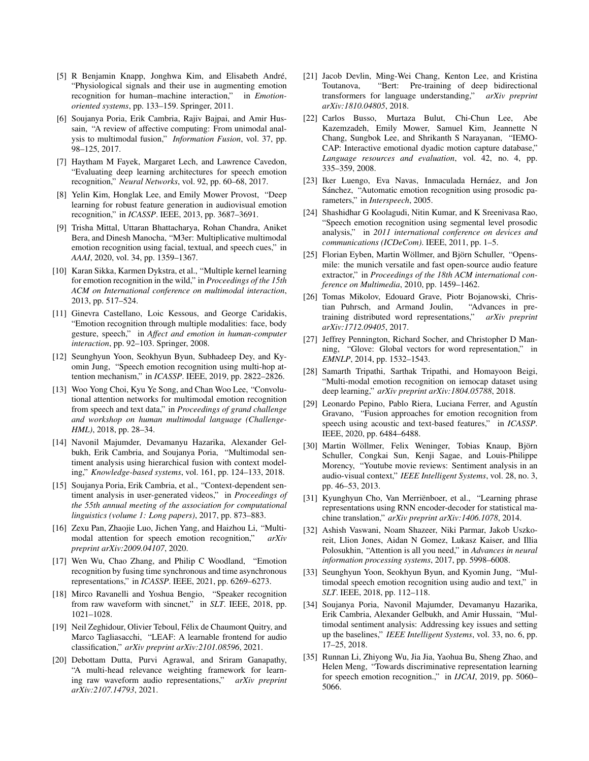[5] R Benjamin Knapp, Jonghwa Kim, and Elisabeth André, "Physiological signals and their use in augmenting emotion recognition for human–machine interaction," in *Emotion-oriented systems*, pp. 133–159. Springer, 2011.

[6] Soujanya Poria, Erik Cambria, Rajiv Bajpai, and Amir Hussain, "A review of affective computing: From unimodal analysis to multimodal fusion," *Information Fusion*, vol. 37, pp. 98–125, 2017.

[7] Haytham M Fayek, Margaret Lech, and Lawrence Cavedon, "Evaluating deep learning architectures for speech emotion recognition," *Neural Networks*, vol. 92, pp. 60–68, 2017.

[8] Yelin Kim, Honglak Lee, and Emily Mower Provost, "Deep learning for robust feature generation in audiovisual emotion recognition," in *ICASSP*. IEEE, 2013, pp. 3687–3691.

[9] Trisha Mittal, Uttaran Bhattacharya, Rohan Chandra, Aniket Bera, and Dinesh Manocha, "M3er: Multiplicative multimodal emotion recognition using facial, textual, and speech cues," in *AAAI*, 2020, vol. 34, pp. 1359–1367.

[10] Karan Sikka, Karmen Dykstra, et al., "Multiple kernel learning for emotion recognition in the wild," in *Proceedings of the 15th ACM on International conference on multimodal interaction*, 2013, pp. 517–524.

[11] Ginevra Castellano, Loic Kessous, and George Caridakis, "Emotion recognition through multiple modalities: face, body gesture, speech," in *Affect and emotion in human-computer interaction*, pp. 92–103. Springer, 2008.

[12] Seunghyun Yoon, Seokhyun Byun, Subhadeep Dey, and Kyomin Jung, "Speech emotion recognition using multi-hop attention mechanism," in *ICASSP*. IEEE, 2019, pp. 2822–2826.

[13] Woo Yong Choi, Kyu Ye Song, and Chan Woo Lee, "Convolutional attention networks for multimodal emotion recognition from speech and text data," in *Proceedings of grand challenge and workshop on human multimodal language (Challenge-HML)*, 2018, pp. 28–34.

[14] Navonil Majumder, Devamanyu Hazarika, Alexander Gelbukh, Erik Cambria, and Soujanya Poria, "Multimodal sentiment analysis using hierarchical fusion with context modeling," *Knowledge-based systems*, vol. 161, pp. 124–133, 2018.

[15] Soujanya Poria, Erik Cambria, et al., "Context-dependent sentiment analysis in user-generated videos," in *Proceedings of the 55th annual meeting of the association for computational linguistics (volume 1: Long papers)*, 2017, pp. 873–883.

[16] Zexu Pan, Zhaojie Luo, Jichen Yang, and Haizhou Li, "Multi-modal attention for speech emotion recognition," *arXiv preprint arXiv:2009.04107*, 2020.

[17] Wen Wu, Chao Zhang, and Philip C Woodland, "Emotion recognition by fusing time synchronous and time asynchronous representations," in *ICASSP*. IEEE, 2021, pp. 6269–6273.

[18] Mirco Ravanelli and Yoshua Bengio, "Speaker recognition from raw waveform with sincnet," in *SLT*. IEEE, 2018, pp. 1021–1028.

[19] Neil Zeghidour, Olivier Teboul, Félix de Chaumont Quitry, and Marco Tagliasacchi, "LEAF: A learnable frontend for audio classification," *arXiv preprint arXiv:2101.08596*, 2021.

[20] Debottam Dutta, Purvi Agrawal, and Sriram Ganapathy, "A multi-head relevance weighting framework for learning raw waveform audio representations," *arXiv preprint arXiv:2107.14793*, 2021.

[21] Jacob Devlin, Ming-Wei Chang, Kenton Lee, and Kristina Toutanova, "Bert: Pre-training of deep bidirectional transformers for language understanding," *arXiv preprint arXiv:1810.04805*, 2018.

[22] Carlos Busso, Murtaza Bulut, Chi-Chun Lee, Abe Kazemzadeh, Emily Mower, Samuel Kim, Jeannette N Chang, Sungbok Lee, and Shrikanth S Narayanan, "IEMOCAP: Interactive emotional dyadic motion capture database," *Language resources and evaluation*, vol. 42, no. 4, pp. 335–359, 2008.

[23] Iker Luengo, Eva Navas, Inmaculada Hernáez, and Jon Sánchez, "Automatic emotion recognition using prosodic parameters," in *Interspeech*, 2005.

[24] Shashidhar G Koolagudi, Nitin Kumar, and K Sreenivasa Rao, "Speech emotion recognition using segmental level prosodic analysis," in *2011 international conference on devices and communications (ICDeCom)*. IEEE, 2011, pp. 1–5.

[25] Florian Eyben, Martin Wöllmer, and Björn Schuller, "Opensmile: the munich versatile and fast open-source audio feature extractor," in *Proceedings of the 18th ACM international conference on Multimedia*, 2010, pp. 1459–1462.

[26] Tomas Mikolov, Edouard Grave, Piotr Bojanowski, Christian Puhrsch, and Armand Joulin, "Advances in pre-training distributed word representations," *arXiv preprint arXiv:1712.09405*, 2017.

[27] Jeffrey Pennington, Richard Socher, and Christopher D Manning, "Glove: Global vectors for word representation," in *EMNLP*, 2014, pp. 1532–1543.

[28] Samarth Tripathi, Sarthak Tripathi, and Homayoon Beigi, "Multi-modal emotion recognition on iemocap dataset using deep learning," *arXiv preprint arXiv:1804.05788*, 2018.

[29] Leonardo Pepino, Pablo Riera, Luciana Ferrer, and Agustín Gravano, "Fusion approaches for emotion recognition from speech using acoustic and text-based features," in *ICASSP*. IEEE, 2020, pp. 6484–6488.

[30] Martin Wöllmer, Felix Weninger, Tobias Knaup, Björn Schuller, Congkai Sun, Kenji Sagae, and Louis-Philippe Morency, "Youtube movie reviews: Sentiment analysis in an audio-visual context," *IEEE Intelligent Systems*, vol. 28, no. 3, pp. 46–53, 2013.

[31] Kyunghyun Cho, Van Merriënboer, et al., "Learning phrase representations using RNN encoder-decoder for statistical machine translation," *arXiv preprint arXiv:1406.1078*, 2014.

[32] Ashish Vaswani, Noam Shazeer, Niki Parmar, Jakob Uszkoreit, Llion Jones, Aidan N Gomez, Lukasz Kaiser, and Illia Polosukhin, "Attention is all you need," in *Advances in neural information processing systems*, 2017, pp. 5998–6008.

[33] Seunghyun Yoon, Seokhyun Byun, and Kyomin Jung, "Multimodal speech emotion recognition using audio and text," in *SLT*. IEEE, 2018, pp. 112–118.

[34] Soujanya Poria, Navonil Majumder, Devamanyu Hazarika, Erik Cambria, Alexander Gelbukh, and Amir Hussain, "Multimodal sentiment analysis: Addressing key issues and setting up the baselines," *IEEE Intelligent Systems*, vol. 33, no. 6, pp. 17–25, 2018.

[35] Runnan Li, Zhiyong Wu, Jia Jia, Yaohua Bu, Sheng Zhao, and Helen Meng, "Towards discriminative representation learning for speech emotion recognition.," in *IJCAI*, 2019, pp. 5060–5066.